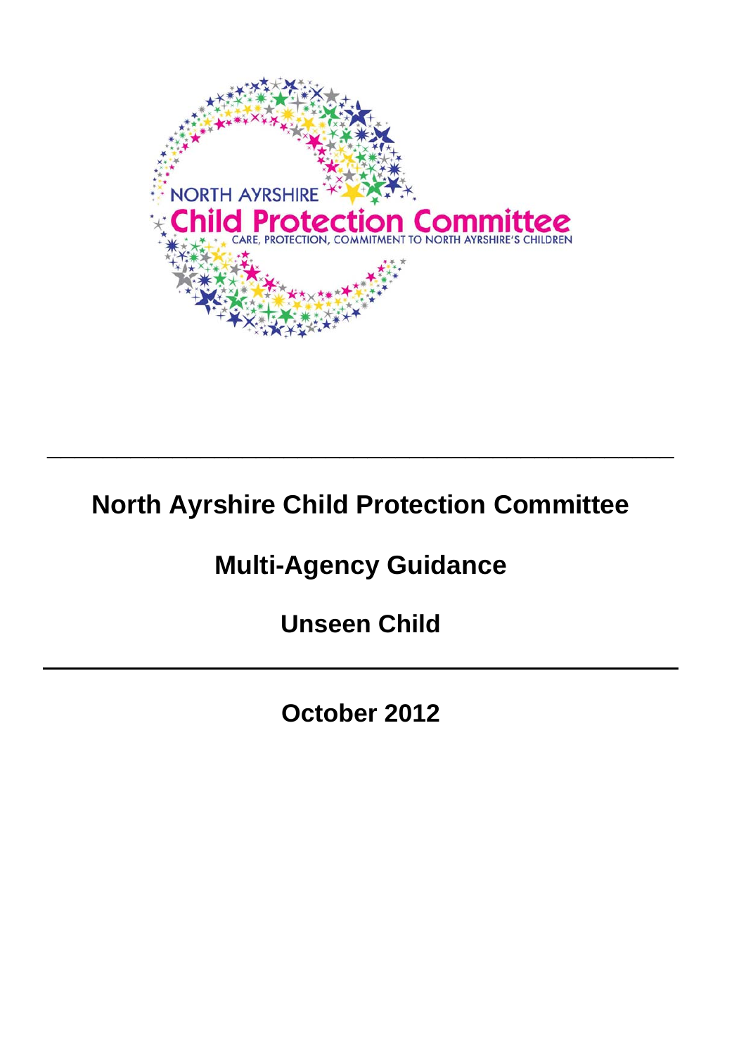NORTH AYRSHIRE

Child Protection Committee

CARE, PROTECTION, COMMITMENT TO NORTH AYRSHIRE'S CHILDREN

---

# North Ayrshire Child Protection Committee

## Multi-Agency Guidance

## Unseen Child

---

**October 2012**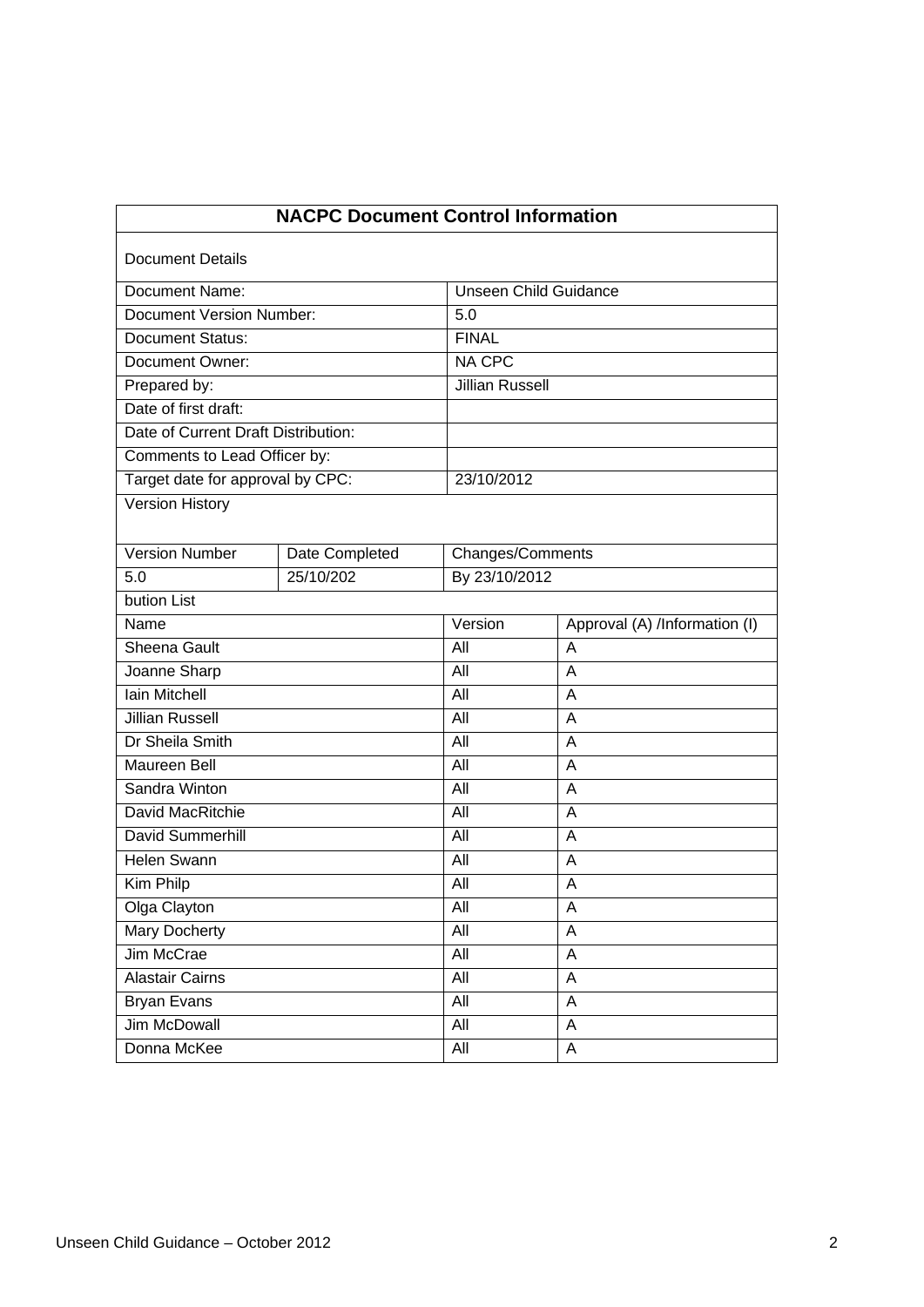| NACPC Document Control Information | | | |
|---|---|---|---|
| Document Details | | | |
| Document Name: | | Unseen Child Guidance | |
| Document Version Number: | | 5.0 | |
| Document Status: | | FINAL | |
| Document Owner: | | NA CPC | |
| Prepared by: | | Jillian Russell | |
| Date of first draft: | | | |
| Date of Current Draft Distribution: | | | |
| Comments to Lead Officer by: | | | |
| Target date for approval by CPC: | | 23/10/2012 | |
| Version History | | | |
| Version Number | Date Completed | Changes/Comments | |
| 5.0 | 25/10/202 | By 23/10/2012 | |
| bution List | | | |
| Name | | Version | Approval (A) /Information (I) |
| Sheena Gault | | All | A |
| Joanne Sharp | | All | A |
| Iain Mitchell | | All | A |
| Jillian Russell | | All | A |
| Dr Sheila Smith | | All | A |
| Maureen Bell | | All | A |
| Sandra Winton | | All | A |
| David MacRitchie | | All | A |
| David Summerhill | | All | A |
| Helen Swann | | All | A |
| Kim Philp | | All | A |
| Olga Clayton | | All | A |
| Mary Docherty | | All | A |
| Jim McCrae | | All | A |
| Alastair Cairns | | All | A |
| Bryan Evans | | All | A |
| Jim McDowall | | All | A |
| Donna McKee | | All | A |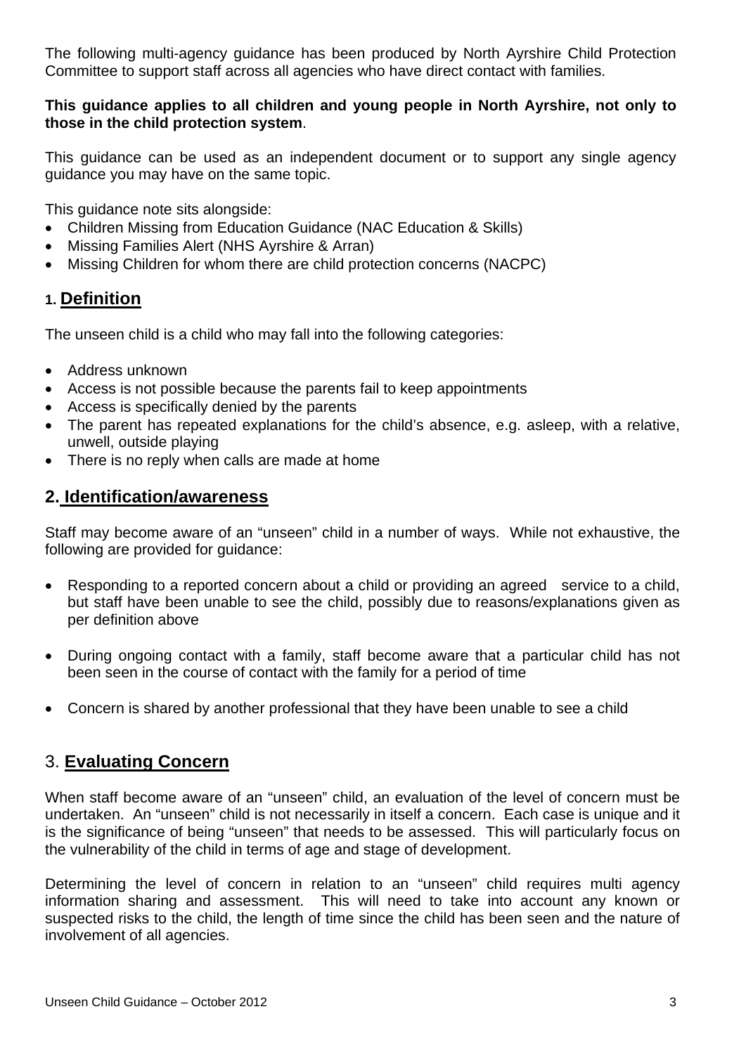The following multi-agency guidance has been produced by North Ayrshire Child Protection Committee to support staff across all agencies who have direct contact with families.

**This guidance applies to all children and young people in North Ayrshire, not only to those in the child protection system**.

This guidance can be used as an independent document or to support any single agency guidance you may have on the same topic.

This guidance note sits alongside:

- Children Missing from Education Guidance (NAC Education & Skills)
- Missing Families Alert (NHS Ayrshire & Arran)
- Missing Children for whom there are child protection concerns (NACPC)

## 1. Definition

The unseen child is a child who may fall into the following categories:

- Address unknown
- Access is not possible because the parents fail to keep appointments
- Access is specifically denied by the parents
- The parent has repeated explanations for the child's absence, e.g. asleep, with a relative, unwell, outside playing
- There is no reply when calls are made at home

## 2. Identification/awareness

Staff may become aware of an "unseen" child in a number of ways. While not exhaustive, the following are provided for guidance:

- Responding to a reported concern about a child or providing an agreed service to a child, but staff have been unable to see the child, possibly due to reasons/explanations given as per definition above
- During ongoing contact with a family, staff become aware that a particular child has not been seen in the course of contact with the family for a period of time
- Concern is shared by another professional that they have been unable to see a child

## 3. Evaluating Concern

When staff become aware of an "unseen" child, an evaluation of the level of concern must be undertaken. An "unseen" child is not necessarily in itself a concern. Each case is unique and it is the significance of being "unseen" that needs to be assessed. This will particularly focus on the vulnerability of the child in terms of age and stage of development.

Determining the level of concern in relation to an "unseen" child requires multi agency information sharing and assessment. This will need to take into account any known or suspected risks to the child, the length of time since the child has been seen and the nature of involvement of all agencies.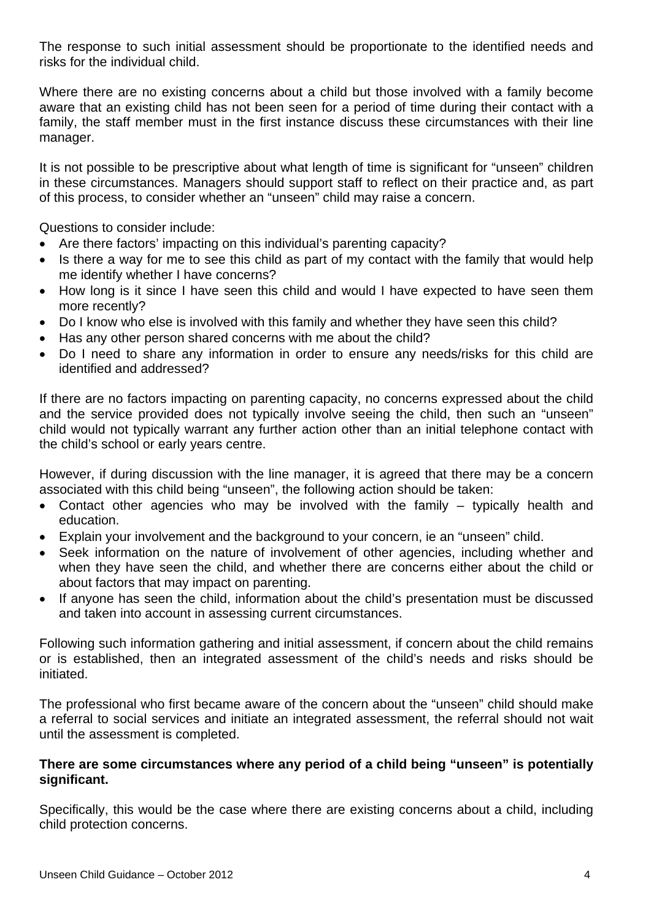The response to such initial assessment should be proportionate to the identified needs and risks for the individual child.

Where there are no existing concerns about a child but those involved with a family become aware that an existing child has not been seen for a period of time during their contact with a family, the staff member must in the first instance discuss these circumstances with their line manager.

It is not possible to be prescriptive about what length of time is significant for "unseen" children in these circumstances. Managers should support staff to reflect on their practice and, as part of this process, to consider whether an "unseen" child may raise a concern.

Questions to consider include:

- Are there factors' impacting on this individual's parenting capacity?
- Is there a way for me to see this child as part of my contact with the family that would help me identify whether I have concerns?
- How long is it since I have seen this child and would I have expected to have seen them more recently?
- Do I know who else is involved with this family and whether they have seen this child?
- Has any other person shared concerns with me about the child?
- Do I need to share any information in order to ensure any needs/risks for this child are identified and addressed?

If there are no factors impacting on parenting capacity, no concerns expressed about the child and the service provided does not typically involve seeing the child, then such an "unseen" child would not typically warrant any further action other than an initial telephone contact with the child's school or early years centre.

However, if during discussion with the line manager, it is agreed that there may be a concern associated with this child being "unseen", the following action should be taken:

- Contact other agencies who may be involved with the family – typically health and education.
- Explain your involvement and the background to your concern, ie an "unseen" child.
- Seek information on the nature of involvement of other agencies, including whether and when they have seen the child, and whether there are concerns either about the child or about factors that may impact on parenting.
- If anyone has seen the child, information about the child's presentation must be discussed and taken into account in assessing current circumstances.

Following such information gathering and initial assessment, if concern about the child remains or is established, then an integrated assessment of the child's needs and risks should be initiated.

The professional who first became aware of the concern about the "unseen" child should make a referral to social services and initiate an integrated assessment, the referral should not wait until the assessment is completed.

**There are some circumstances where any period of a child being "unseen" is potentially significant.**

Specifically, this would be the case where there are existing concerns about a child, including child protection concerns.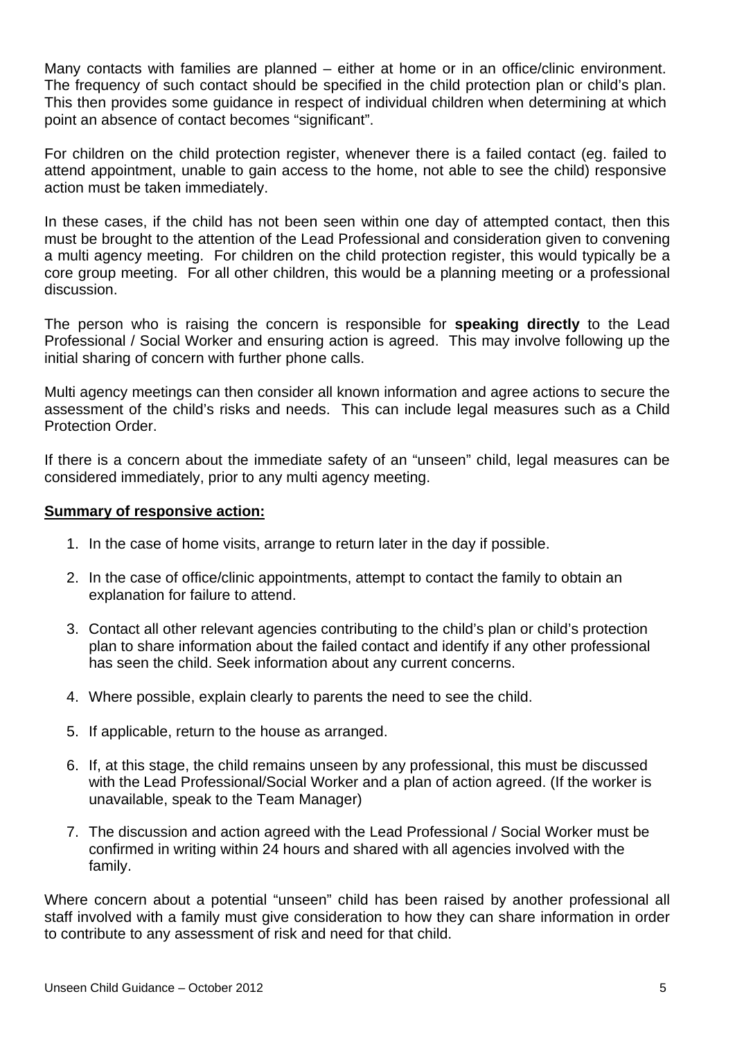Many contacts with families are planned – either at home or in an office/clinic environment. The frequency of such contact should be specified in the child protection plan or child's plan. This then provides some guidance in respect of individual children when determining at which point an absence of contact becomes "significant".

For children on the child protection register, whenever there is a failed contact (eg. failed to attend appointment, unable to gain access to the home, not able to see the child) responsive action must be taken immediately.

In these cases, if the child has not been seen within one day of attempted contact, then this must be brought to the attention of the Lead Professional and consideration given to convening a multi agency meeting. For children on the child protection register, this would typically be a core group meeting. For all other children, this would be a planning meeting or a professional discussion.

The person who is raising the concern is responsible for **speaking directly** to the Lead Professional / Social Worker and ensuring action is agreed. This may involve following up the initial sharing of concern with further phone calls.

Multi agency meetings can then consider all known information and agree actions to secure the assessment of the child's risks and needs. This can include legal measures such as a Child Protection Order.

If there is a concern about the immediate safety of an "unseen" child, legal measures can be considered immediately, prior to any multi agency meeting.

**Summary of responsive action:**

1. In the case of home visits, arrange to return later in the day if possible.
2. In the case of office/clinic appointments, attempt to contact the family to obtain an explanation for failure to attend.
3. Contact all other relevant agencies contributing to the child's plan or child's protection plan to share information about the failed contact and identify if any other professional has seen the child. Seek information about any current concerns.
4. Where possible, explain clearly to parents the need to see the child.
5. If applicable, return to the house as arranged.
6. If, at this stage, the child remains unseen by any professional, this must be discussed with the Lead Professional/Social Worker and a plan of action agreed. (If the worker is unavailable, speak to the Team Manager)
7. The discussion and action agreed with the Lead Professional / Social Worker must be confirmed in writing within 24 hours and shared with all agencies involved with the family.

Where concern about a potential "unseen" child has been raised by another professional all staff involved with a family must give consideration to how they can share information in order to contribute to any assessment of risk and need for that child.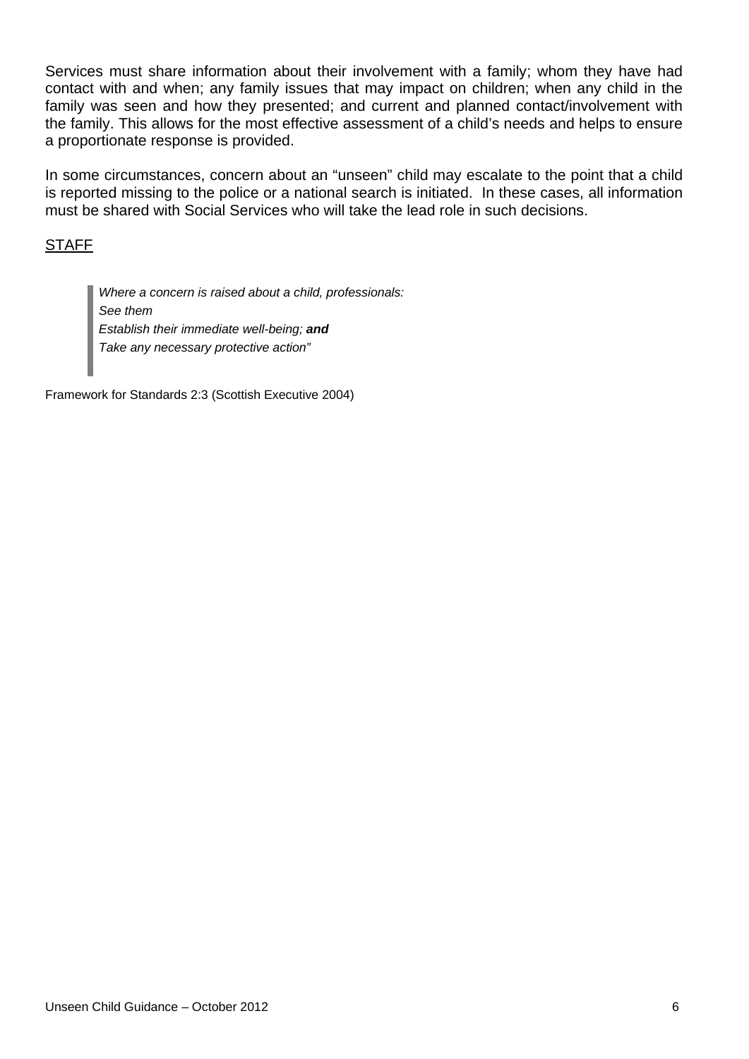Services must share information about their involvement with a family; whom they have had contact with and when; any family issues that may impact on children; when any child in the family was seen and how they presented; and current and planned contact/involvement with the family. This allows for the most effective assessment of a child's needs and helps to ensure a proportionate response is provided.

In some circumstances, concern about an "unseen" child may escalate to the point that a child is reported missing to the police or a national search is initiated. In these cases, all information must be shared with Social Services who will take the lead role in such decisions.

## STAFF

> *Where a concern is raised about a child, professionals:*
> *See them*
> *Establish their immediate well-being;* ***and***
> *Take any necessary protective action"*

Framework for Standards 2:3 (Scottish Executive 2004)